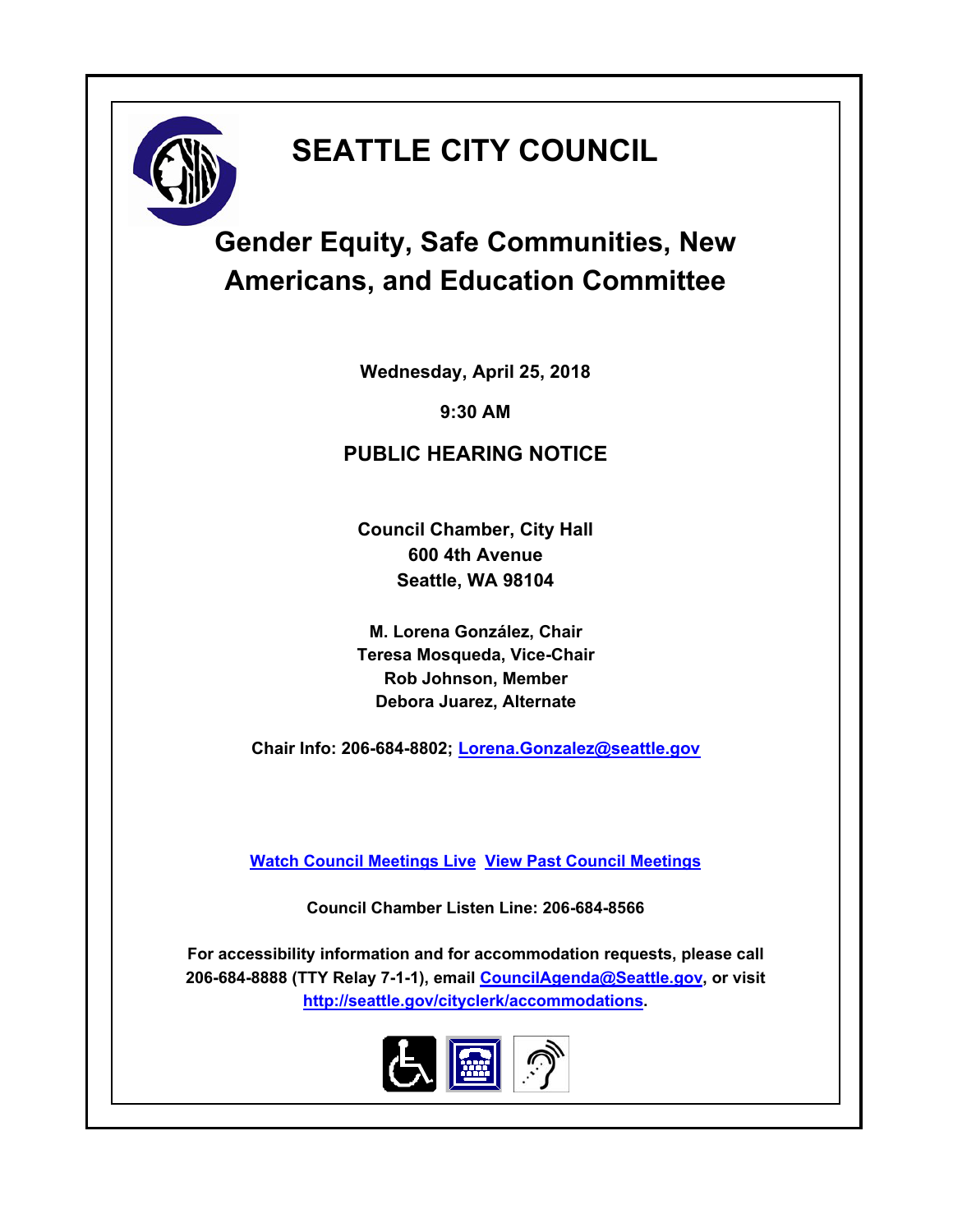# SEATTLE CITY COUNCIL

## Gender Equity, Safe Communities, New Americans, and Education Committee

**Wednesday, April 25, 2018**

**9:30 AM**

**PUBLIC HEARING NOTICE**

**Council Chamber, City Hall**
**600 4th Avenue**
**Seattle, WA 98104**

**M. Lorena González, Chair**
**Teresa Mosqueda, Vice-Chair**
**Rob Johnson, Member**
**Debora Juarez, Alternate**

**Chair Info: 206-684-8802; Lorena.Gonzalez@seattle.gov**

**Watch Council Meetings Live** **View Past Council Meetings**

**Council Chamber Listen Line: 206-684-8566**

**For accessibility information and for accommodation requests, please call 206-684-8888 (TTY Relay 7-1-1), email CouncilAgenda@Seattle.gov, or visit http://seattle.gov/cityclerk/accommodations.**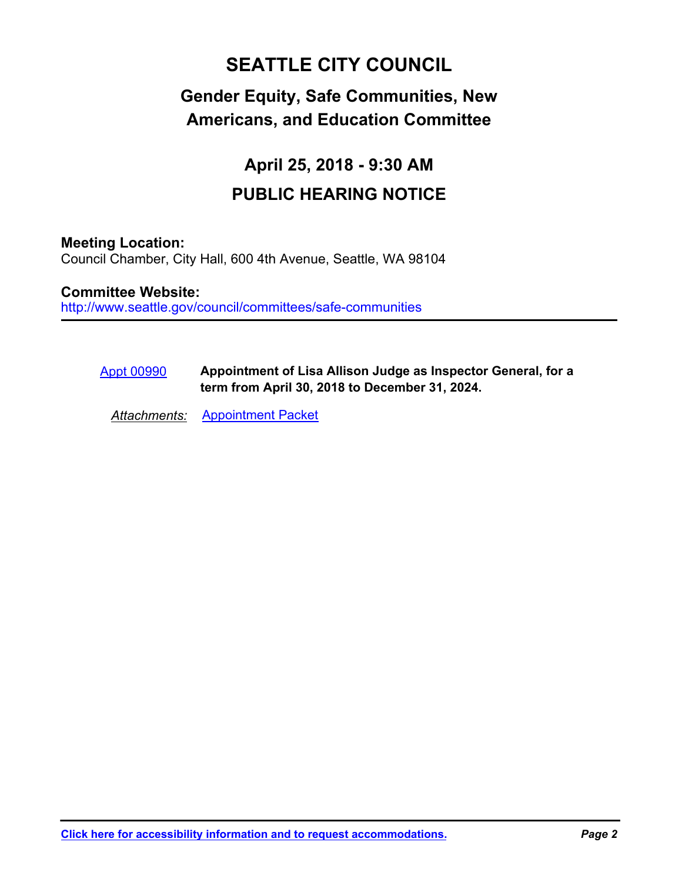# SEATTLE CITY COUNCIL

## Gender Equity, Safe Communities, New Americans, and Education Committee

## April 25, 2018 - 9:30 AM

## PUBLIC HEARING NOTICE

**Meeting Location:**
Council Chamber, City Hall, 600 4th Avenue, Seattle, WA 98104

**Committee Website:**
http://www.seattle.gov/council/committees/safe-communities

---

Appt 00990 **Appointment of Lisa Allison Judge as Inspector General, for a term from April 30, 2018 to December 31, 2024.**

*Attachments:* Appointment Packet

---

**Click here for accessibility information and to request accommodations.**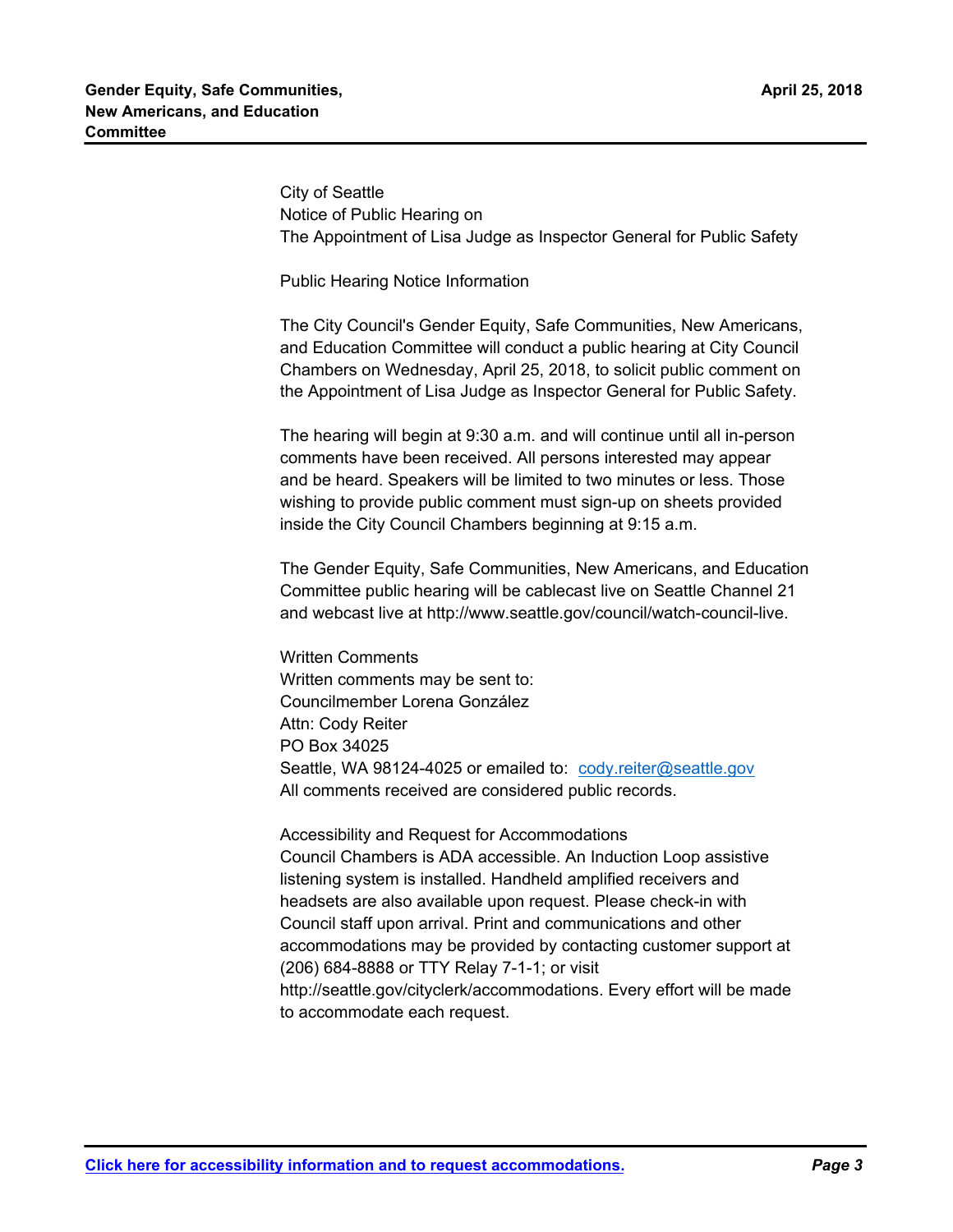City of Seattle
Notice of Public Hearing on
The Appointment of Lisa Judge as Inspector General for Public Safety

Public Hearing Notice Information

The City Council's Gender Equity, Safe Communities, New Americans, and Education Committee will conduct a public hearing at City Council Chambers on Wednesday, April 25, 2018, to solicit public comment on the Appointment of Lisa Judge as Inspector General for Public Safety.

The hearing will begin at 9:30 a.m. and will continue until all in-person comments have been received. All persons interested may appear and be heard. Speakers will be limited to two minutes or less. Those wishing to provide public comment must sign-up on sheets provided inside the City Council Chambers beginning at 9:15 a.m.

The Gender Equity, Safe Communities, New Americans, and Education Committee public hearing will be cablecast live on Seattle Channel 21 and webcast live at http://www.seattle.gov/council/watch-council-live.

Written Comments
Written comments may be sent to:
Councilmember Lorena González
Attn: Cody Reiter
PO Box 34025
Seattle, WA 98124-4025 or emailed to: cody.reiter@seattle.gov
All comments received are considered public records.

Accessibility and Request for Accommodations
Council Chambers is ADA accessible. An Induction Loop assistive listening system is installed. Handheld amplified receivers and headsets are also available upon request. Please check-in with Council staff upon arrival. Print and communications and other accommodations may be provided by contacting customer support at (206) 684-8888 or TTY Relay 7-1-1; or visit http://seattle.gov/cityclerk/accommodations. Every effort will be made to accommodate each request.